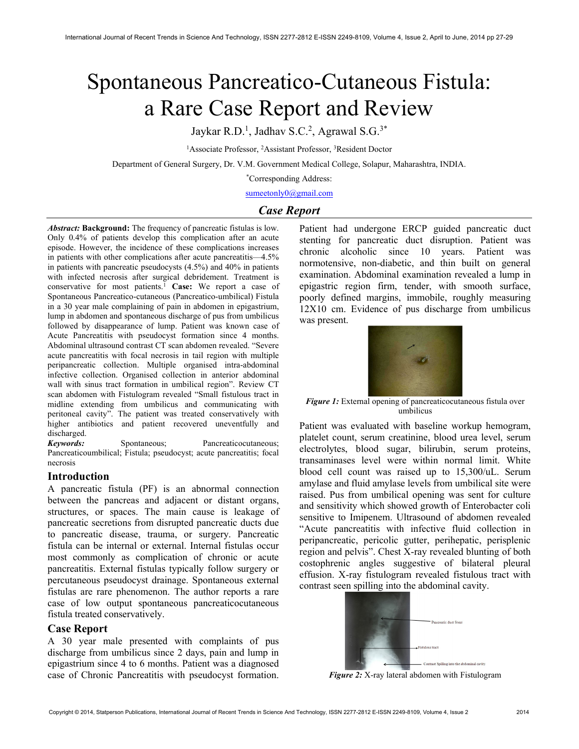# Spontaneous Pancreatico-Cutaneous Fistula: a Rare Case Report and Review

Jaykar R.D.[1], Jadhav S.C.[2], Agrawal S.G.[3*]

[1]Associate Professor, [2]Assistant Professor, [3]Resident Doctor

Department of General Surgery, Dr. V.M. Government Medical College, Solapur, Maharashtra, INDIA.

[*]Corresponding Address:

sumeetonly0@gmail.com

## Case Report

***Abstract:*** **Background:** The frequency of pancreatic fistulas is low. Only 0.4% of patients develop this complication after an acute episode. However, the incidence of these complications increases in patients with other complications after acute pancreatitis—4.5% in patients with pancreatic pseudocysts (4.5%) and 40% in patients with infected necrosis after surgical debridement. Treatment is conservative for most patients.[1] **Case:** We report a case of Spontaneous Pancreatico-cutaneous (Pancreatico-umbilical) Fistula in a 30 year male complaining of pain in abdomen in epigastrium, lump in abdomen and spontaneous discharge of pus from umbilicus followed by disappearance of lump. Patient was known case of Acute Pancreatitis with pseudocyst formation since 4 months. Abdominal ultrasound contrast CT scan abdomen revealed. "Severe acute pancreatitis with focal necrosis in tail region with multiple peripancreatic collection. Multiple organised intra-abdominal infective collection. Organised collection in anterior abdominal wall with sinus tract formation in umbilical region". Review CT scan abdomen with Fistulogram revealed "Small fistulous tract in midline extending from umbilicus and communicating with peritoneal cavity". The patient was treated conservatively with higher antibiotics and patient recovered uneventfully and discharged.

***Keywords:*** Spontaneous; Pancreaticocutaneous; Pancreaticoumbilical; Fistula; pseudocyst; acute pancreatitis; focal necrosis

## Introduction

A pancreatic fistula (PF) is an abnormal connection between the pancreas and adjacent or distant organs, structures, or spaces. The main cause is leakage of pancreatic secretions from disrupted pancreatic ducts due to pancreatic disease, trauma, or surgery. Pancreatic fistula can be internal or external. Internal fistulas occur most commonly as complication of chronic or acute pancreatitis. External fistulas typically follow surgery or percutaneous pseudocyst drainage. Spontaneous external fistulas are rare phenomenon. The author reports a rare case of low output spontaneous pancreaticocutaneous fistula treated conservatively.

## Case Report

A 30 year male presented with complaints of pus discharge from umbilicus since 2 days, pain and lump in epigastrium since 4 to 6 months. Patient was a diagnosed case of Chronic Pancreatitis with pseudocyst formation. Patient had undergone ERCP guided pancreatic duct stenting for pancreatic duct disruption. Patient was chronic alcoholic since 10 years. Patient was normotensive, non-diabetic, and thin built on general examination. Abdominal examination revealed a lump in epigastric region firm, tender, with smooth surface, poorly defined margins, immobile, roughly measuring 12X10 cm. Evidence of pus discharge from umbilicus was present.

***Figure 1:*** External opening of pancreaticocutaneous fistula over umbilicus

Patient was evaluated with baseline workup hemogram, platelet count, serum creatinine, blood urea level, serum electrolytes, blood sugar, bilirubin, serum proteins, transaminases level were within normal limit. White blood cell count was raised up to 15,300/uL. Serum amylase and fluid amylase levels from umbilical site were raised. Pus from umbilical opening was sent for culture and sensitivity which showed growth of Enterobacter coli sensitive to Imipenem. Ultrasound of abdomen revealed "Acute pancreatitis with infective fluid collection in peripancreatic, pericolic gutter, perihepatic, perisplenic region and pelvis". Chest X-ray revealed blunting of both costophrenic angles suggestive of bilateral pleural effusion. X-ray fistulogram revealed fistulous tract with contrast seen spilling into the abdominal cavity.

Pancreatic duct Stent

Fistulous tract

Contrast Spilling into the abdominal cavity

***Figure 2:*** X-ray lateral abdomen with Fistulogram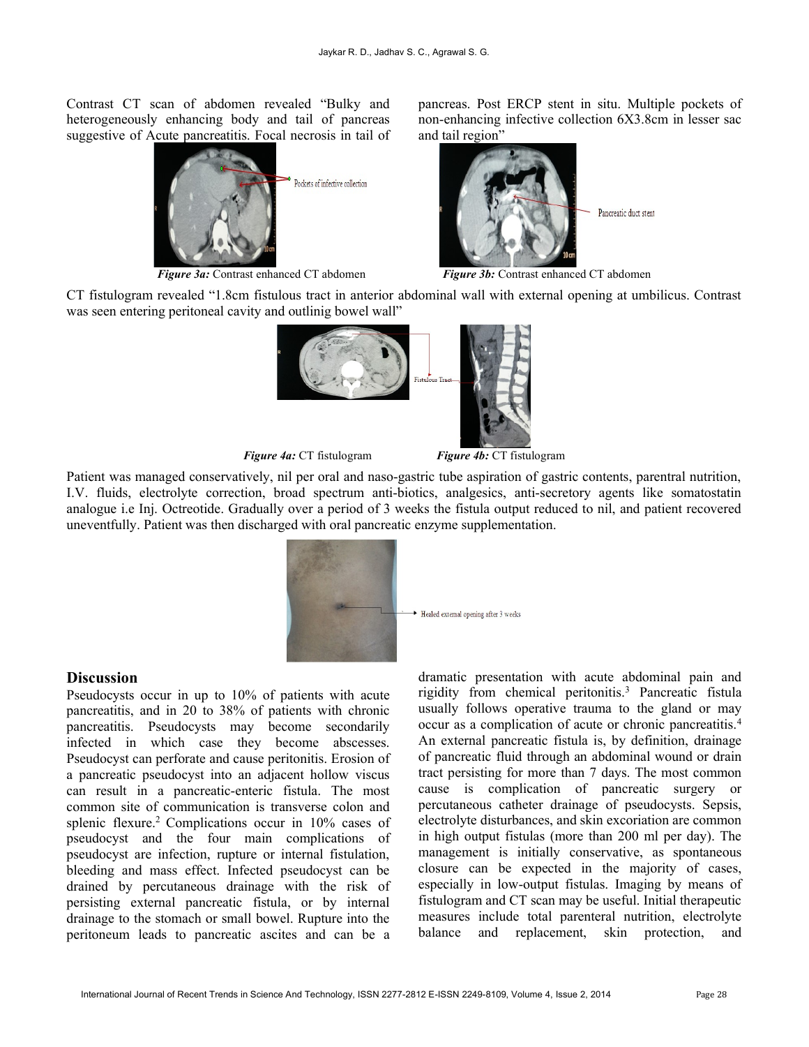Contrast CT scan of abdomen revealed "Bulky and heterogeneously enhancing body and tail of pancreas suggestive of Acute pancreatitis. Focal necrosis in tail of pancreas. Post ERCP stent in situ. Multiple pockets of non-enhancing infective collection 6X3.8cm in lesser sac and tail region"

***Figure 3a:*** Contrast enhanced CT abdomen

***Figure 3b:*** Contrast enhanced CT abdomen

CT fistulogram revealed "1.8cm fistulous tract in anterior abdominal wall with external opening at umbilicus. Contrast was seen entering peritoneal cavity and outlinig bowel wall"

***Figure 4a:*** CT fistulogram

***Figure 4b:*** CT fistulogram

Patient was managed conservatively, nil per oral and naso-gastric tube aspiration of gastric contents, parentral nutrition, I.V. fluids, electrolyte correction, broad spectrum anti-biotics, analgesics, anti-secretory agents like somatostatin analogue i.e Inj. Octreotide. Gradually over a period of 3 weeks the fistula output reduced to nil, and patient recovered uneventfully. Patient was then discharged with oral pancreatic enzyme supplementation.

## Discussion

Pseudocysts occur in up to 10% of patients with acute pancreatitis, and in 20 to 38% of patients with chronic pancreatitis. Pseudocysts may become secondarily infected in which case they become abscesses. Pseudocyst can perforate and cause peritonitis. Erosion of a pancreatic pseudocyst into an adjacent hollow viscus can result in a pancreatic-enteric fistula. The most common site of communication is transverse colon and splenic flexure.[2] Complications occur in 10% cases of pseudocyst and the four main complications of pseudocyst are infection, rupture or internal fistulation, bleeding and mass effect. Infected pseudocyst can be drained by percutaneous drainage with the risk of persisting external pancreatic fistula, or by internal drainage to the stomach or small bowel. Rupture into the peritoneum leads to pancreatic ascites and can be a dramatic presentation with acute abdominal pain and rigidity from chemical peritonitis.[3] Pancreatic fistula usually follows operative trauma to the gland or may occur as a complication of acute or chronic pancreatitis.[4] An external pancreatic fistula is, by definition, drainage of pancreatic fluid through an abdominal wound or drain tract persisting for more than 7 days. The most common cause is complication of pancreatic surgery or percutaneous catheter drainage of pseudocysts. Sepsis, electrolyte disturbances, and skin excoriation are common in high output fistulas (more than 200 ml per day). The management is initially conservative, as spontaneous closure can be expected in the majority of cases, especially in low-output fistulas. Imaging by means of fistulogram and CT scan may be useful. Initial therapeutic measures include total parenteral nutrition, electrolyte balance and replacement, skin protection, and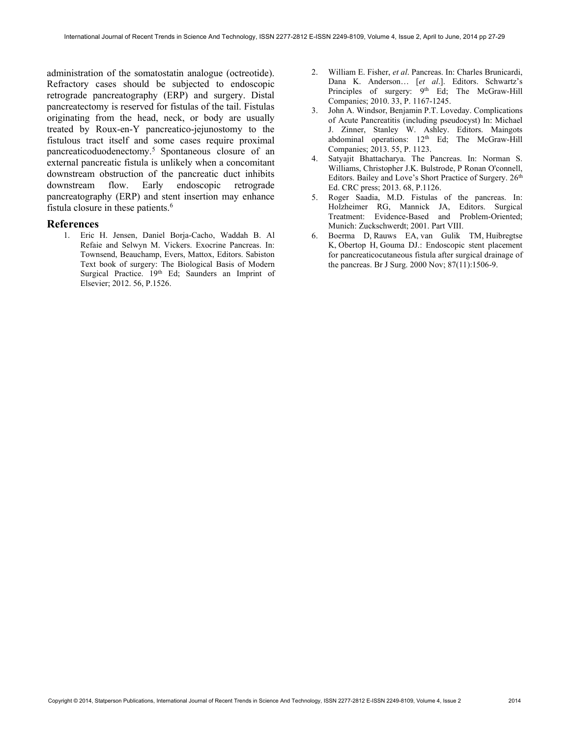administration of the somatostatin analogue (octreotide). Refractory cases should be subjected to endoscopic retrograde pancreatography (ERP) and surgery. Distal pancreatectomy is reserved for fistulas of the tail. Fistulas originating from the head, neck, or body are usually treated by Roux-en-Y pancreatico-jejunostomy to the fistulous tract itself and some cases require proximal pancreaticoduodenectomy.[5] Spontaneous closure of an external pancreatic fistula is unlikely when a concomitant downstream obstruction of the pancreatic duct inhibits downstream flow. Early endoscopic retrograde pancreatography (ERP) and stent insertion may enhance fistula closure in these patients.[6]

## References

1. Eric H. Jensen, Daniel Borja-Cacho, Waddah B. Al Refaie and Selwyn M. Vickers. Exocrine Pancreas. In: Townsend, Beauchamp, Evers, Mattox, Editors. Sabiston Text book of surgery: The Biological Basis of Modern Surgical Practice. 19th Ed; Saunders an Imprint of Elsevier; 2012. 56, P.1526.
2. William E. Fisher, *et al*. Pancreas. In: Charles Brunicardi, Dana K. Anderson… [*et al*.]. Editors. Schwartz's Principles of surgery: 9th Ed; The McGraw-Hill Companies; 2010. 33, P. 1167-1245.
3. John A. Windsor, Benjamin P.T. Loveday. Complications of Acute Pancreatitis (including pseudocyst) In: Michael J. Zinner, Stanley W. Ashley. Editors. Maingots abdominal operations: 12th Ed; The McGraw-Hill Companies; 2013. 55, P. 1123.
4. Satyajit Bhattacharya. The Pancreas. In: Norman S. Williams, Christopher J.K. Bulstrode, P Ronan O'connell, Editors. Bailey and Love's Short Practice of Surgery. 26th Ed. CRC press; 2013. 68, P.1126.
5. Roger Saadia, M.D. Fistulas of the pancreas. In: Holzheimer RG, Mannick JA, Editors. Surgical Treatment: Evidence-Based and Problem-Oriented; Munich: Zuckschwerdt; 2001. Part VIII.
6. Boerma D, Rauws EA, van Gulik TM, Huibregtse K, Obertop H, Gouma DJ.: Endoscopic stent placement for pancreaticocutaneous fistula after surgical drainage of the pancreas. Br J Surg. 2000 Nov; 87(11):1506-9.